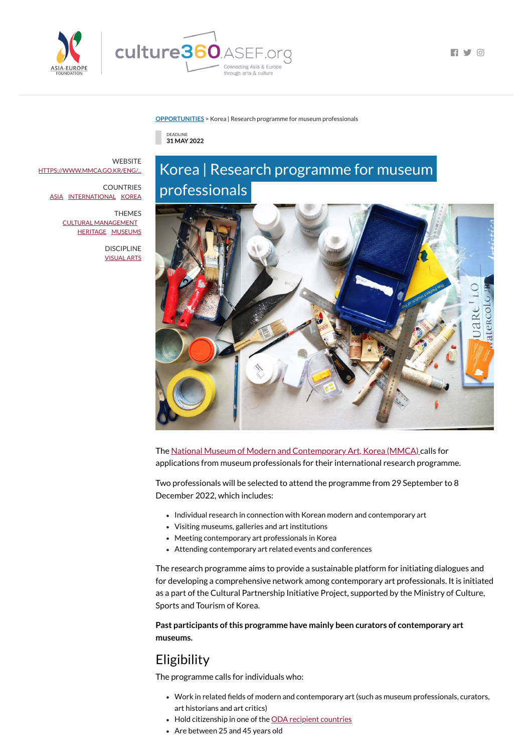OPPORTUNITIES > Korea | Research programme for museum professionals

DEADLINE
31 MAY 2022

WEBSITE
HTTPS://WWW.MMCA.GO.KR/ENG/...

COUNTRIES
ASIA INTERNATIONAL KOREA

THEMES
CULTURAL MANAGEMENT
HERITAGE MUSEUMS

DISCIPLINE
VISUAL ARTS

# Korea | Research programme for museum professionals

The National Museum of Modern and Contemporary Art, Korea (MMCA) calls for applications from museum professionals for their international research programme.

Two professionals will be selected to attend the programme from 29 September to 8 December 2022, which includes:

- Individual research in connection with Korean modern and contemporary art
- Visiting museums, galleries and art institutions
- Meeting contemporary art professionals in Korea
- Attending contemporary art related events and conferences

The research programme aims to provide a sustainable platform for initiating dialogues and for developing a comprehensive network among contemporary art professionals. It is initiated as a part of the Cultural Partnership Initiative Project, supported by the Ministry of Culture, Sports and Tourism of Korea.

**Past participants of this programme have mainly been curators of contemporary art museums.**

## Eligibility

The programme calls for individuals who:

- Work in related fields of modern and contemporary art (such as museum professionals, curators, art historians and art critics)
- Hold citizenship in one of the ODA recipient countries
- Are between 25 and 45 years old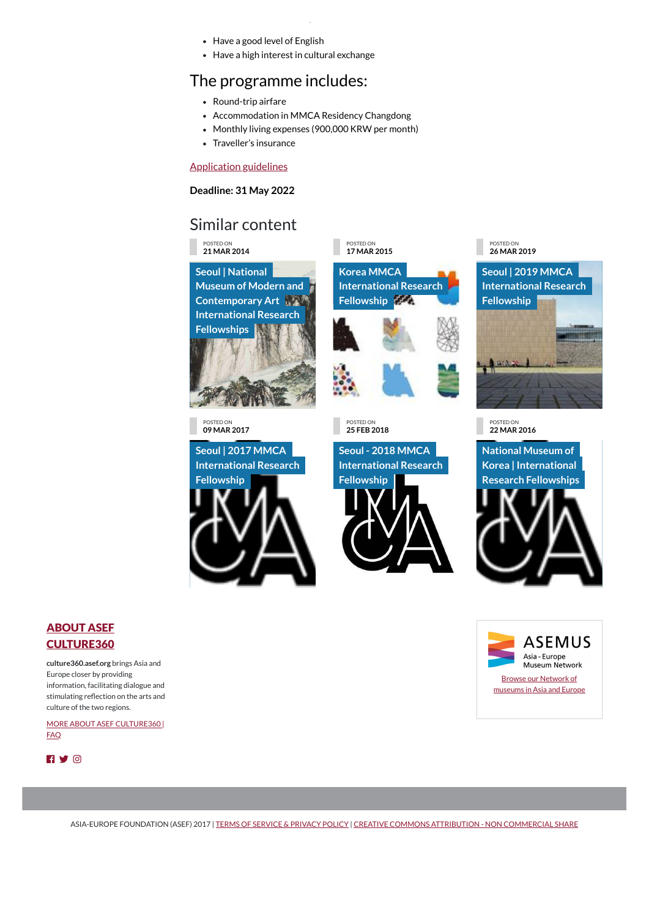- Have a good level of English
- Have a high interest in cultural exchange

## The programme includes:

- Round-trip airfare
- Accommodation in MMCA Residency Changdong
- Monthly living expenses (900,000 KRW per month)
- Traveller's insurance

Application guidelines

**Deadline: 31 May 2022**

## Similar content

POSTED ON
21 MAR 2014
Seoul | National Museum of Modern and Contemporary Art International Research Fellowships

POSTED ON
17 MAR 2015
Korea MMCA International Research Fellowship

POSTED ON
26 MAR 2019
Seoul | 2019 MMCA International Research Fellowship

POSTED ON
09 MAR 2017
Seoul | 2017 MMCA International Research Fellowship

POSTED ON
25 FEB 2018
Seoul - 2018 MMCA International Research Fellowship

POSTED ON
22 MAR 2016
National Museum of Korea | International Research Fellowships

### ABOUT ASEF CULTURE360

**culture360.asef.org** brings Asia and Europe closer by providing information, facilitating dialogue and stimulating reflection on the arts and culture of the two regions.

MORE ABOUT ASEF CULTURE360 | FAQ

ASEMUS
Asia - Europe Museum Network

Browse our Network of museums in Asia and Europe

ASIA-EUROPE FOUNDATION (ASEF) 2017 | TERMS OF SERVICE & PRIVACY POLICY | CREATIVE COMMONS ATTRIBUTION - NON COMMERCIAL SHARE